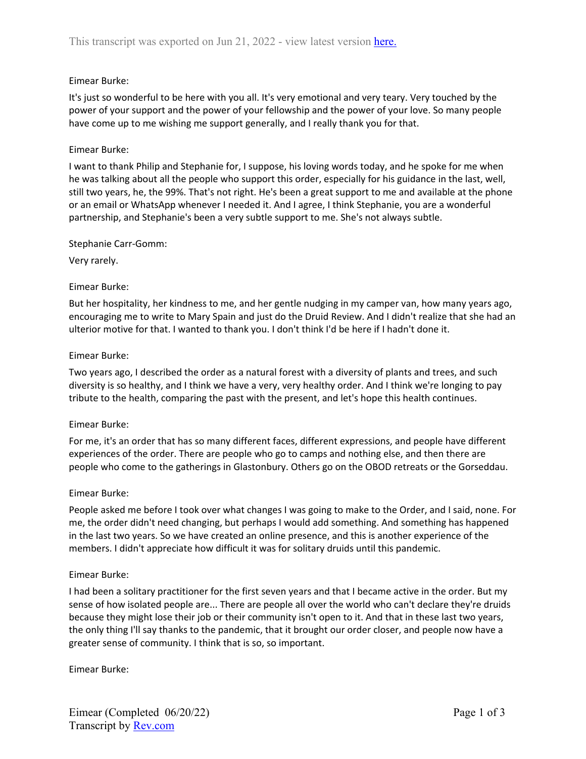Eimear Burke:

It's just so wonderful to be here with you all. It's very emotional and very teary. Very touched by the power of your support and the power of your fellowship and the power of your love. So many people have come up to me wishing me support generally, and I really thank you for that.

Eimear Burke:

I want to thank Philip and Stephanie for, I suppose, his loving words today, and he spoke for me when he was talking about all the people who support this order, especially for his guidance in the last, well, still two years, he, the 99%. That's not right. He's been a great support to me and available at the phone or an email or WhatsApp whenever I needed it. And I agree, I think Stephanie, you are a wonderful partnership, and Stephanie's been a very subtle support to me. She's not always subtle.

Stephanie Carr-Gomm:

Very rarely.

Eimear Burke:

But her hospitality, her kindness to me, and her gentle nudging in my camper van, how many years ago, encouraging me to write to Mary Spain and just do the Druid Review. And I didn't realize that she had an ulterior motive for that. I wanted to thank you. I don't think I'd be here if I hadn't done it.

Eimear Burke:

Two years ago, I described the order as a natural forest with a diversity of plants and trees, and such diversity is so healthy, and I think we have a very, very healthy order. And I think we're longing to pay tribute to the health, comparing the past with the present, and let's hope this health continues.

Eimear Burke:

For me, it's an order that has so many different faces, different expressions, and people have different experiences of the order. There are people who go to camps and nothing else, and then there are people who come to the gatherings in Glastonbury. Others go on the OBOD retreats or the Gorseddau.

Eimear Burke:

People asked me before I took over what changes I was going to make to the Order, and I said, none. For me, the order didn't need changing, but perhaps I would add something. And something has happened in the last two years. So we have created an online presence, and this is another experience of the members. I didn't appreciate how difficult it was for solitary druids until this pandemic.

Eimear Burke:

I had been a solitary practitioner for the first seven years and that I became active in the order. But my sense of how isolated people are... There are people all over the world who can't declare they're druids because they might lose their job or their community isn't open to it. And that in these last two years, the only thing I'll say thanks to the pandemic, that it brought our order closer, and people now have a greater sense of community. I think that is so, so important.

Eimear Burke: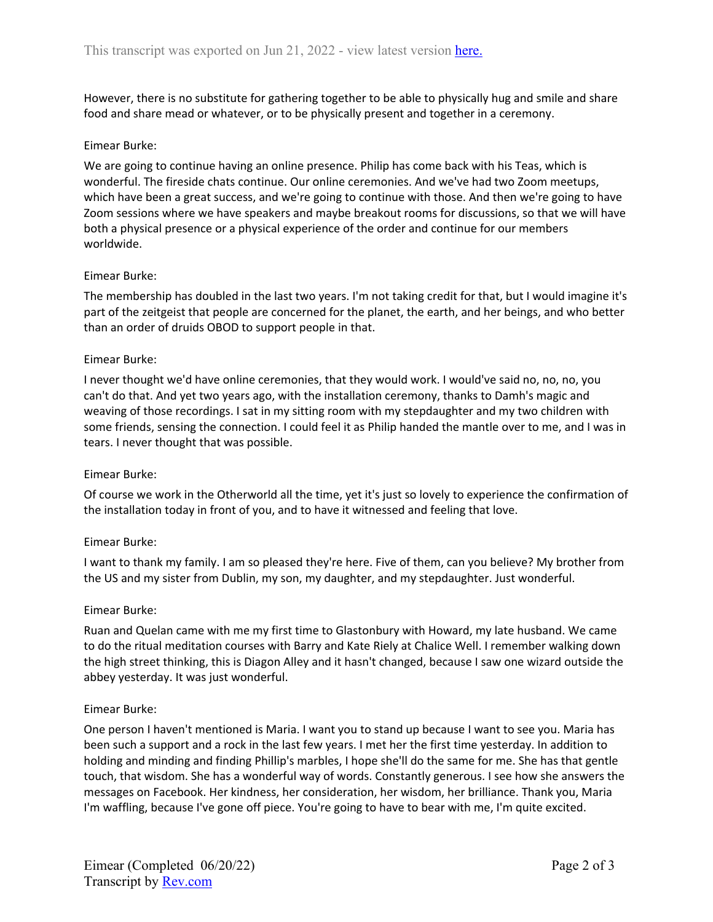However, there is no substitute for gathering together to be able to physically hug and smile and share food and share mead or whatever, or to be physically present and together in a ceremony.

Eimear Burke:

We are going to continue having an online presence. Philip has come back with his Teas, which is wonderful. The fireside chats continue. Our online ceremonies. And we've had two Zoom meetups, which have been a great success, and we're going to continue with those. And then we're going to have Zoom sessions where we have speakers and maybe breakout rooms for discussions, so that we will have both a physical presence or a physical experience of the order and continue for our members worldwide.

Eimear Burke:

The membership has doubled in the last two years. I'm not taking credit for that, but I would imagine it's part of the zeitgeist that people are concerned for the planet, the earth, and her beings, and who better than an order of druids OBOD to support people in that.

Eimear Burke:

I never thought we'd have online ceremonies, that they would work. I would've said no, no, no, you can't do that. And yet two years ago, with the installation ceremony, thanks to Damh's magic and weaving of those recordings. I sat in my sitting room with my stepdaughter and my two children with some friends, sensing the connection. I could feel it as Philip handed the mantle over to me, and I was in tears. I never thought that was possible.

Eimear Burke:

Of course we work in the Otherworld all the time, yet it's just so lovely to experience the confirmation of the installation today in front of you, and to have it witnessed and feeling that love.

Eimear Burke:

I want to thank my family. I am so pleased they're here. Five of them, can you believe? My brother from the US and my sister from Dublin, my son, my daughter, and my stepdaughter. Just wonderful.

Eimear Burke:

Ruan and Quelan came with me my first time to Glastonbury with Howard, my late husband. We came to do the ritual meditation courses with Barry and Kate Riely at Chalice Well. I remember walking down the high street thinking, this is Diagon Alley and it hasn't changed, because I saw one wizard outside the abbey yesterday. It was just wonderful.

Eimear Burke:

One person I haven't mentioned is Maria. I want you to stand up because I want to see you. Maria has been such a support and a rock in the last few years. I met her the first time yesterday. In addition to holding and minding and finding Phillip's marbles, I hope she'll do the same for me. She has that gentle touch, that wisdom. She has a wonderful way of words. Constantly generous. I see how she answers the messages on Facebook. Her kindness, her consideration, her wisdom, her brilliance. Thank you, Maria I'm waffling, because I've gone off piece. You're going to have to bear with me, I'm quite excited.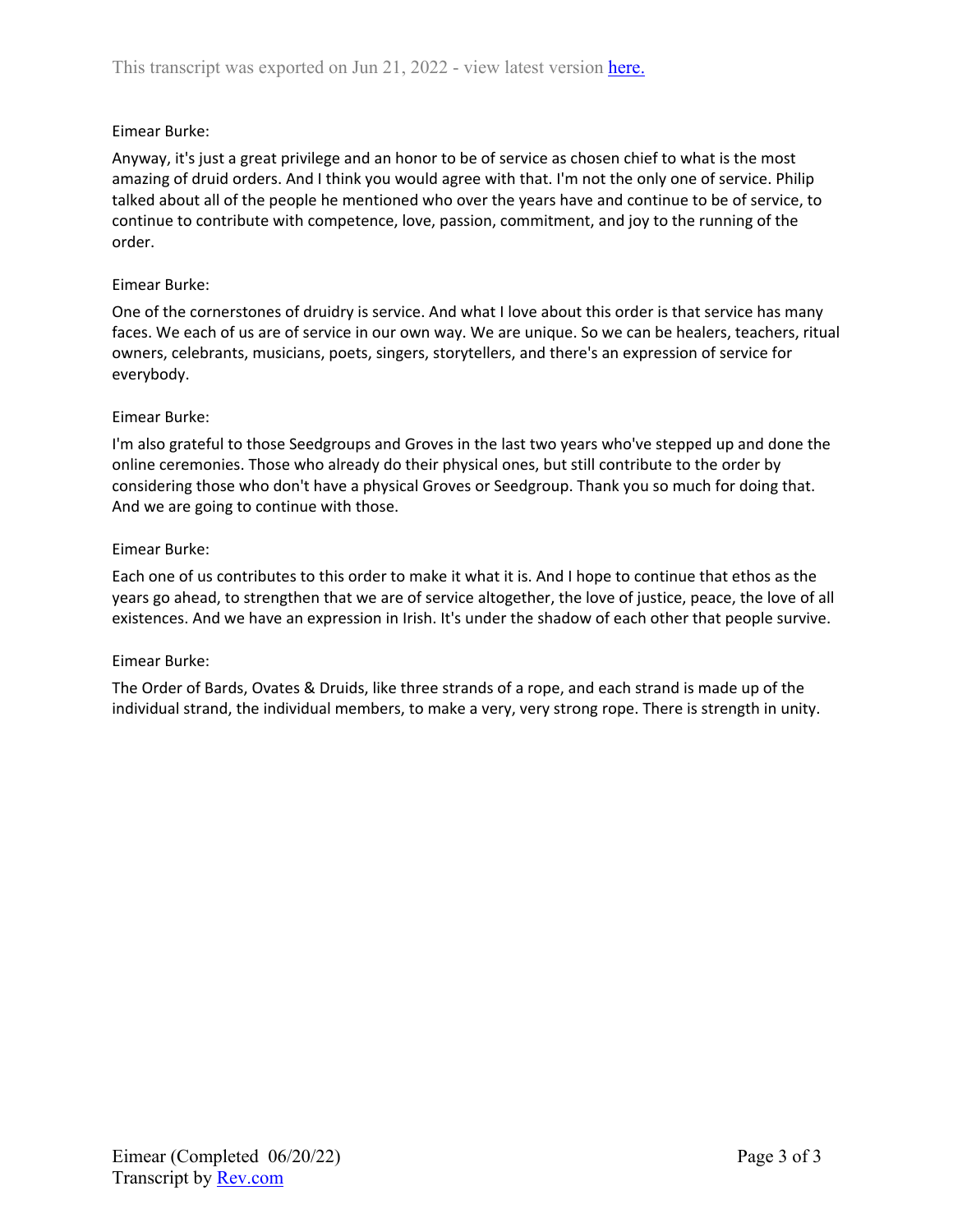Eimear Burke:

Anyway, it's just a great privilege and an honor to be of service as chosen chief to what is the most amazing of druid orders. And I think you would agree with that. I'm not the only one of service. Philip talked about all of the people he mentioned who over the years have and continue to be of service, to continue to contribute with competence, love, passion, commitment, and joy to the running of the order.

Eimear Burke:

One of the cornerstones of druidry is service. And what I love about this order is that service has many faces. We each of us are of service in our own way. We are unique. So we can be healers, teachers, ritual owners, celebrants, musicians, poets, singers, storytellers, and there's an expression of service for everybody.

Eimear Burke:

I'm also grateful to those Seedgroups and Groves in the last two years who've stepped up and done the online ceremonies. Those who already do their physical ones, but still contribute to the order by considering those who don't have a physical Groves or Seedgroup. Thank you so much for doing that. And we are going to continue with those.

Eimear Burke:

Each one of us contributes to this order to make it what it is. And I hope to continue that ethos as the years go ahead, to strengthen that we are of service altogether, the love of justice, peace, the love of all existences. And we have an expression in Irish. It's under the shadow of each other that people survive.

Eimear Burke:

The Order of Bards, Ovates & Druids, like three strands of a rope, and each strand is made up of the individual strand, the individual members, to make a very, very strong rope. There is strength in unity.